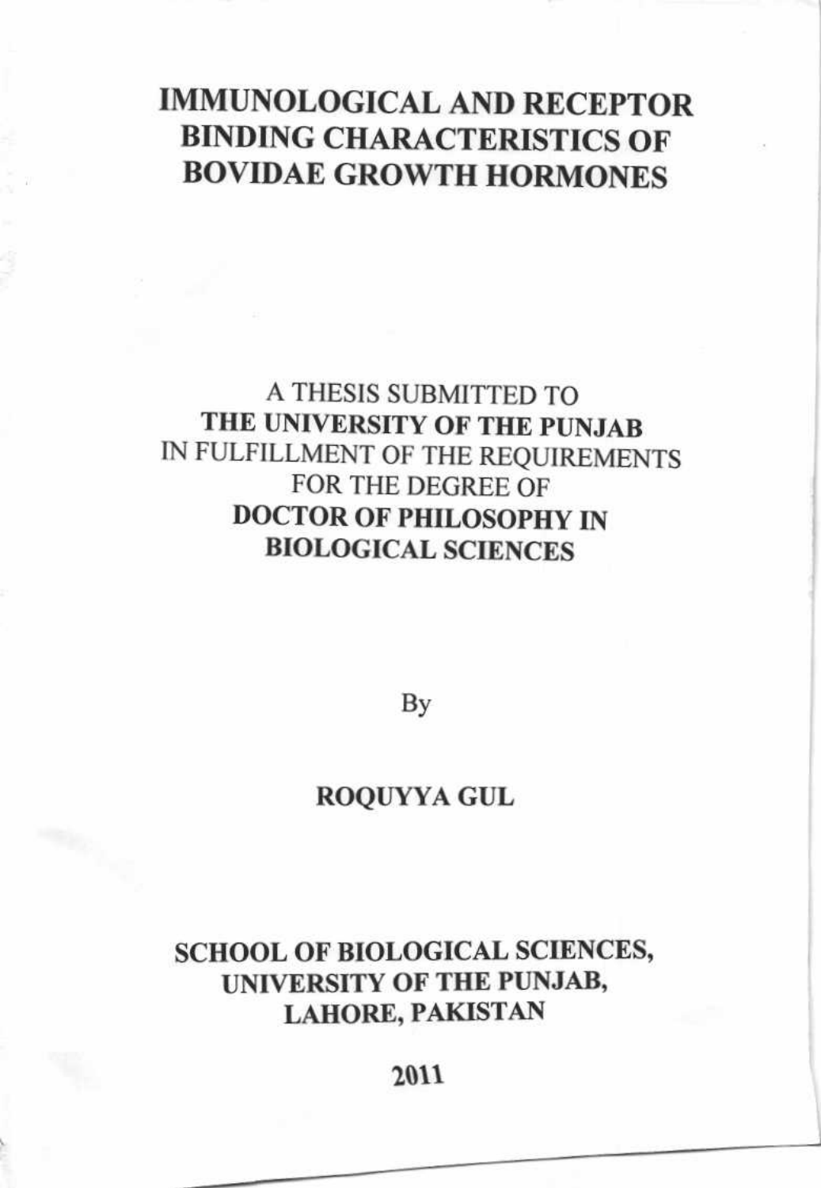# IMMUNOLOGICAL AND RECEPTOR BINDING CHARACTERISTICS OF BOVIDAE GROWTH HORMONES

A THESIS SUBMITTED TO
**THE UNIVERSITY OF THE PUNJAB**
IN FULFILLMENT OF THE REQUIREMENTS
FOR THE DEGREE OF
**DOCTOR OF PHILOSOPHY IN BIOLOGICAL SCIENCES**

By

**ROQUYYA GUL**

**SCHOOL OF BIOLOGICAL SCIENCES,
UNIVERSITY OF THE PUNJAB,
LAHORE, PAKISTAN**

**2011**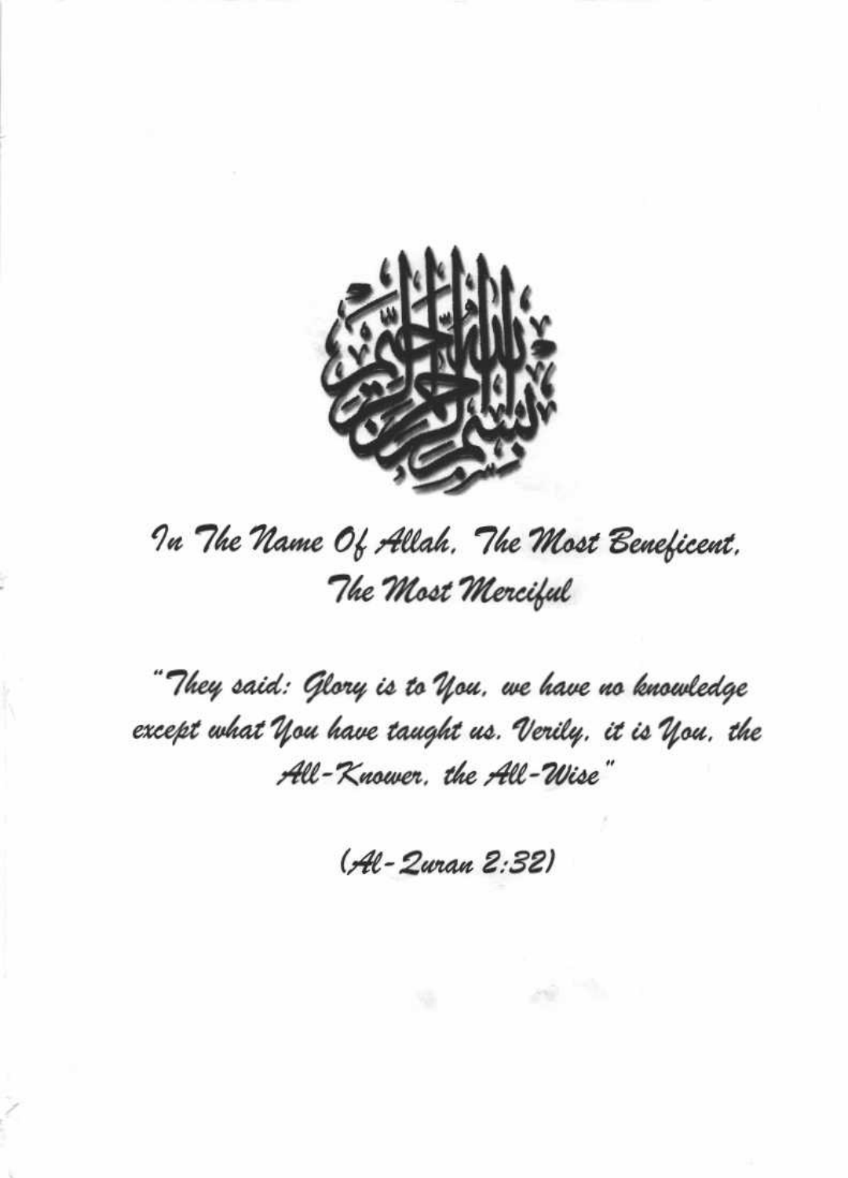*In The Name Of Allah, The Most Beneficent, The Most Merciful*

*"They said: Glory is to You, we have no knowledge except what You have taught us. Verily, it is You, the All-Knower, the All-Wise"*

*(Al-Quran 2:32)*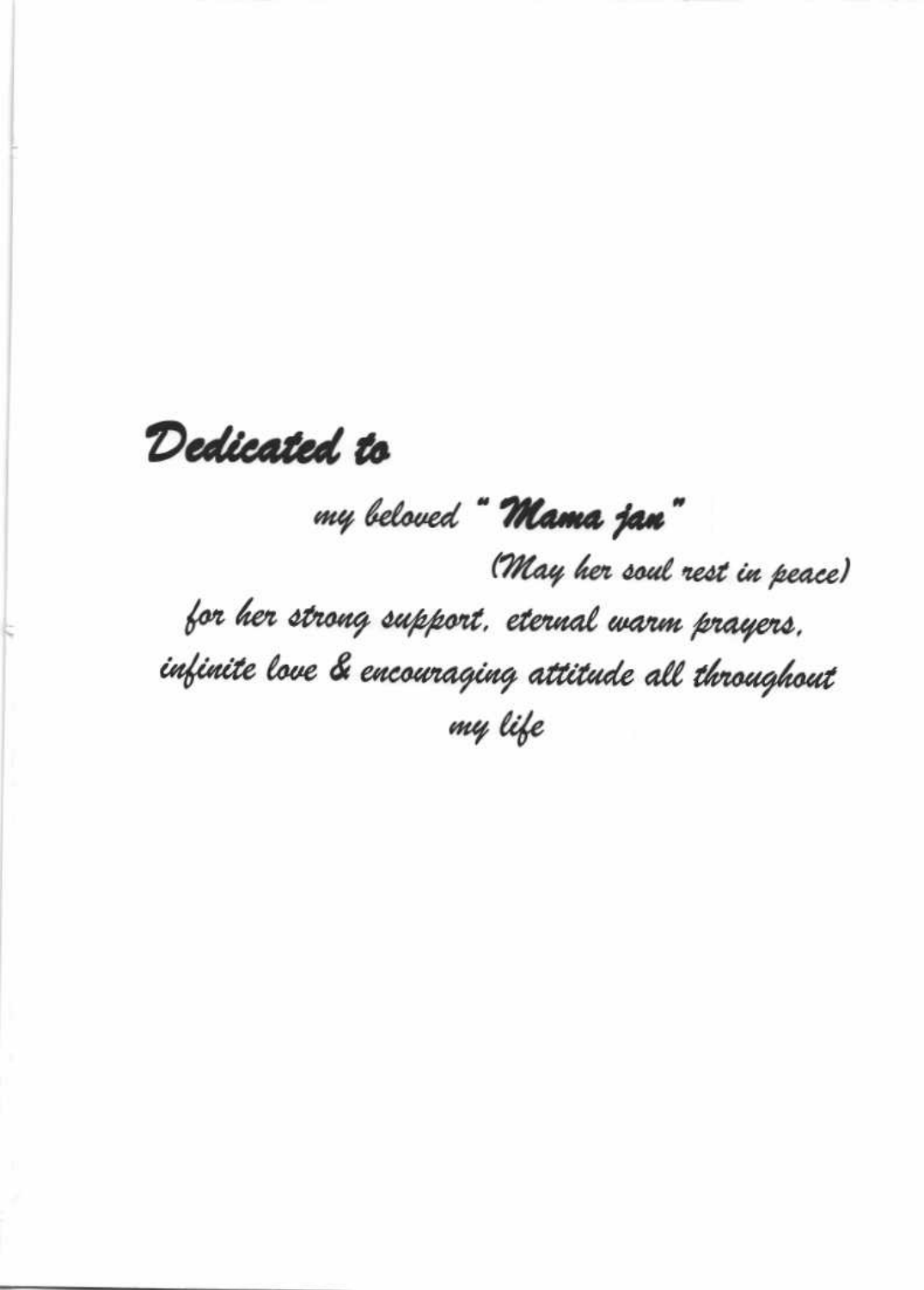*Dedicated to*

*my beloved "**Mama jan**"*

*(May her soul rest in peace)*

*for her strong support, eternal warm prayers, infinite love & encouraging attitude all throughout my life*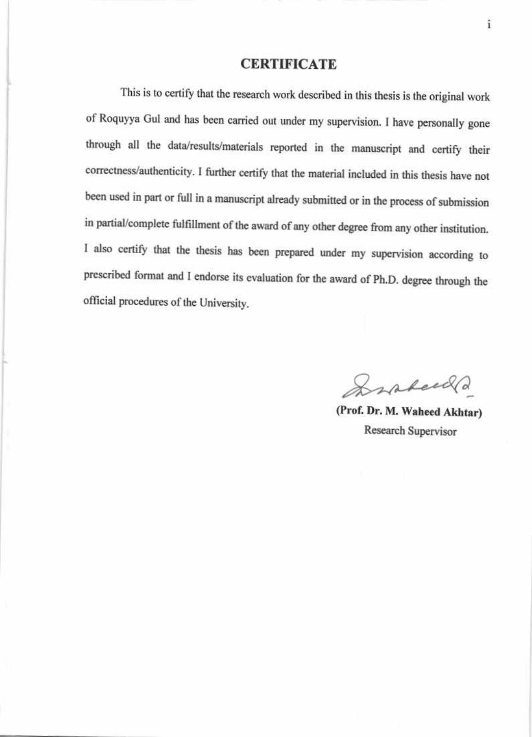# CERTIFICATE

This is to certify that the research work described in this thesis is the original work of Roquyya Gul and has been carried out under my supervision. I have personally gone through all the data/results/materials reported in the manuscript and certify their correctness/authenticity. I further certify that the material included in this thesis have not been used in part or full in a manuscript already submitted or in the process of submission in partial/complete fulfillment of the award of any other degree from any other institution. I also certify that the thesis has been prepared under my supervision according to prescribed format and I endorse its evaluation for the award of Ph.D. degree through the official procedures of the University.

**(Prof. Dr. M. Waheed Akhtar)**
Research Supervisor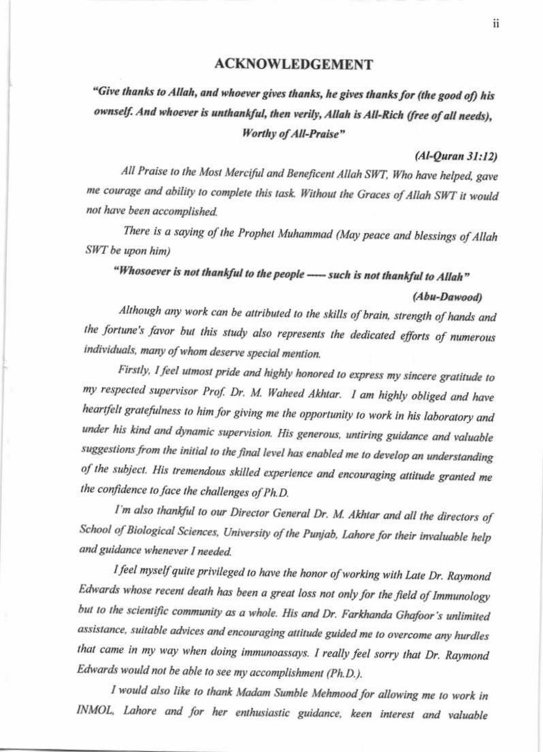# ACKNOWLEDGEMENT

***"Give thanks to Allah, and whoever gives thanks, he gives thanks for (the good of) his ownself. And whoever is unthankful, then verily, Allah is All-Rich (free of all needs), Worthy of All-Praise"***

***(Al-Quran 31:12)***

*All Praise to the Most Merciful and Beneficent Allah SWT, Who have helped, gave me courage and ability to complete this task. Without the Graces of Allah SWT it would not have been accomplished.*

*There is a saying of the Prophet Muhammad (May peace and blessings of Allah SWT be upon him)*

***"Whosoever is not thankful to the people —— such is not thankful to Allah"***

***(Abu-Dawood)***

*Although any work can be attributed to the skills of brain, strength of hands and the fortune's favor but this study also represents the dedicated efforts of numerous individuals, many of whom deserve special mention.*

*Firstly, I feel utmost pride and highly honored to express my sincere gratitude to my respected supervisor Prof. Dr. M. Waheed Akhtar. I am highly obliged and have heartfelt gratefulness to him for giving me the opportunity to work in his laboratory and under his kind and dynamic supervision. His generous, untiring guidance and valuable suggestions from the initial to the final level has enabled me to develop an understanding of the subject. His tremendous skilled experience and encouraging attitude granted me the confidence to face the challenges of Ph.D.*

*I'm also thankful to our Director General Dr. M. Akhtar and all the directors of School of Biological Sciences, University of the Punjab, Lahore for their invaluable help and guidance whenever I needed.*

*I feel myself quite privileged to have the honor of working with Late Dr. Raymond Edwards whose recent death has been a great loss not only for the field of Immunology but to the scientific community as a whole. His and Dr. Farkhanda Ghafoor's unlimited assistance, suitable advices and encouraging attitude guided me to overcome any hurdles that came in my way when doing immunoassays. I really feel sorry that Dr. Raymond Edwards would not be able to see my accomplishment (Ph.D.).*

*I would also like to thank Madam Sumble Mehmood for allowing me to work in INMOL, Lahore and for her enthusiastic guidance, keen interest and valuable*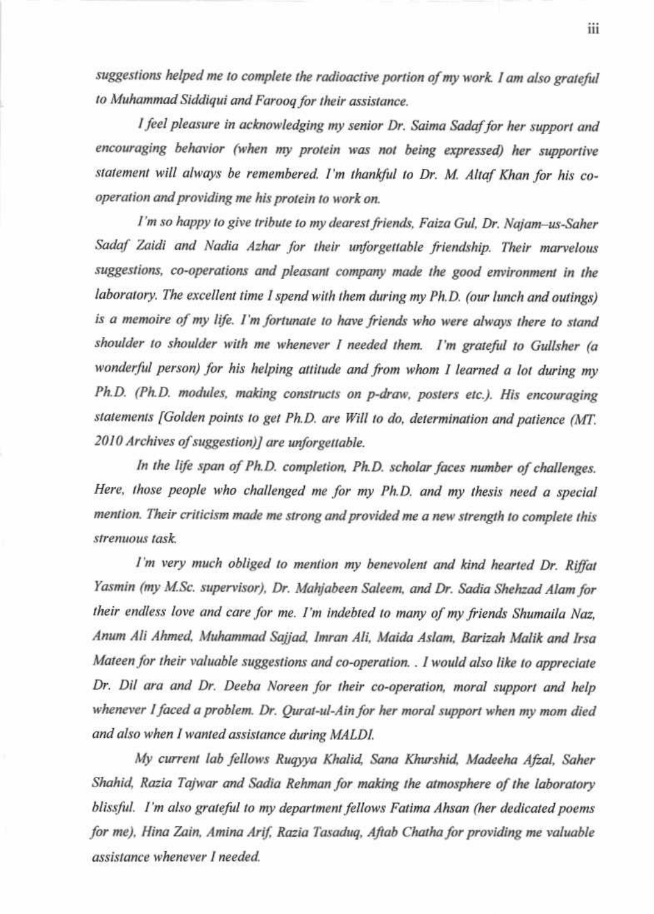*suggestions helped me to complete the radioactive portion of my work. I am also grateful to Muhammad Siddiqui and Farooq for their assistance.*

*I feel pleasure in acknowledging my senior Dr. Saima Sadaf for her support and encouraging behavior (when my protein was not being expressed) her supportive statement will always be remembered. I'm thankful to Dr. M. Altaf Khan for his co-operation and providing me his protein to work on.*

*I'm so happy to give tribute to my dearest friends, Faiza Gul, Dr. Najam–us-Saher Sadaf Zaidi and Nadia Azhar for their unforgettable friendship. Their marvelous suggestions, co-operations and pleasant company made the good environment in the laboratory. The excellent time I spend with them during my Ph.D. (our lunch and outings) is a memoire of my life. I'm fortunate to have friends who were always there to stand shoulder to shoulder with me whenever I needed them. I'm grateful to Gullsher (a wonderful person) for his helping attitude and from whom I learned a lot during my Ph.D. (Ph.D. modules, making constructs on p-draw, posters etc.). His encouraging statements [Golden points to get Ph.D. are Will to do, determination and patience (MT. 2010 Archives of suggestion)] are unforgettable.*

*In the life span of Ph.D. completion, Ph.D. scholar faces number of challenges. Here, those people who challenged me for my Ph.D. and my thesis need a special mention. Their criticism made me strong and provided me a new strength to complete this strenuous task.*

*I'm very much obliged to mention my benevolent and kind hearted Dr. Riffat Yasmin (my M.Sc. supervisor), Dr. Mahjabeen Saleem, and Dr. Sadia Shehzad Alam for their endless love and care for me. I'm indebted to many of my friends Shumaila Naz, Anum Ali Ahmed, Muhammad Sajjad, Imran Ali, Maida Aslam, Barizah Malik and Irsa Mateen for their valuable suggestions and co-operation. . I would also like to appreciate Dr. Dil ara and Dr. Deeba Noreen for their co-operation, moral support and help whenever I faced a problem. Dr. Qurat-ul-Ain for her moral support when my mom died and also when I wanted assistance during MALDI.*

*My current lab fellows Ruqyya Khalid, Sana Khurshid, Madeeha Afzal, Saher Shahid, Razia Tajwar and Sadia Rehman for making the atmosphere of the laboratory blissful. I'm also grateful to my department fellows Fatima Ahsan (her dedicated poems for me), Hina Zain, Amina Arif, Razia Tasaduq, Aftab Chatha for providing me valuable assistance whenever I needed.*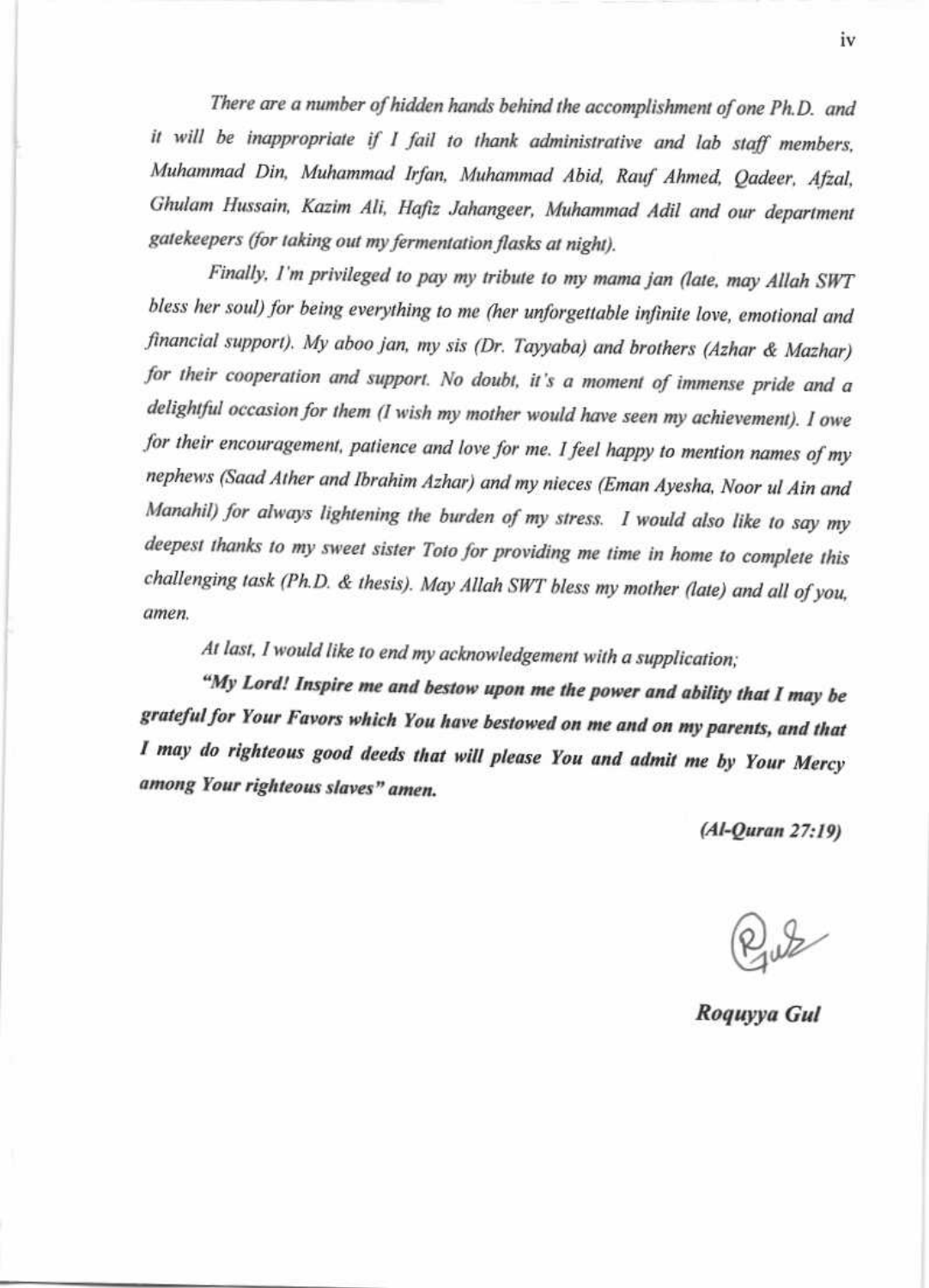*There are a number of hidden hands behind the accomplishment of one Ph.D. and it will be inappropriate if I fail to thank administrative and lab staff members, Muhammad Din, Muhammad Irfan, Muhammad Abid, Rauf Ahmed, Qadeer, Afzal, Ghulam Hussain, Kazim Ali, Hafiz Jahangeer, Muhammad Adil and our department gatekeepers (for taking out my fermentation flasks at night).*

*Finally, I'm privileged to pay my tribute to my mama jan (late, may Allah SWT bless her soul) for being everything to me (her unforgettable infinite love, emotional and financial support). My aboo jan, my sis (Dr. Tayyaba) and brothers (Azhar & Mazhar) for their cooperation and support. No doubt, it's a moment of immense pride and a delightful occasion for them (I wish my mother would have seen my achievement). I owe for their encouragement, patience and love for me. I feel happy to mention names of my nephews (Saad Ather and Ibrahim Azhar) and my nieces (Eman Ayesha, Noor ul Ain and Manahil) for always lightening the burden of my stress. I would also like to say my deepest thanks to my sweet sister Toto for providing me time in home to complete this challenging task (Ph.D. & thesis). May Allah SWT bless my mother (late) and all of you, amen.*

*At last, I would like to end my acknowledgement with a supplication;*

***"My Lord! Inspire me and bestow upon me the power and ability that I may be grateful for Your Favors which You have bestowed on me and on my parents, and that I may do righteous good deeds that will please You and admit me by Your Mercy among Your righteous slaves" amen.***

***(Al-Quran 27:19)***

***Roquyya Gul***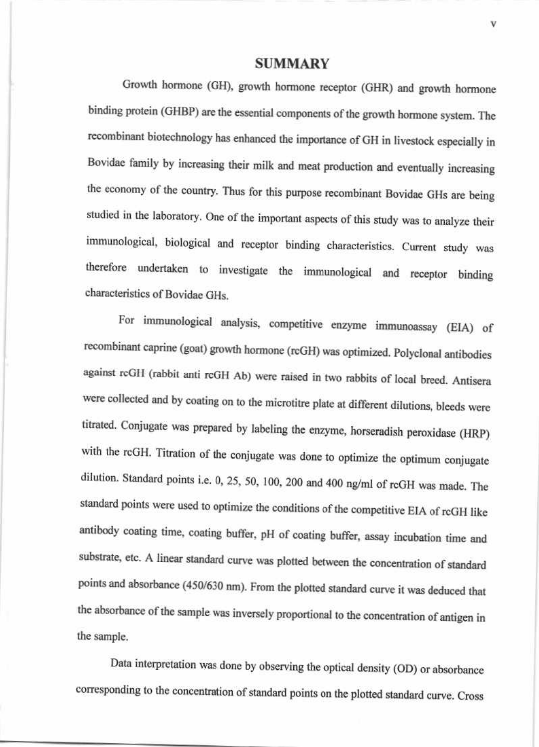## SUMMARY

Growth hormone (GH), growth hormone receptor (GHR) and growth hormone binding protein (GHBP) are the essential components of the growth hormone system. The recombinant biotechnology has enhanced the importance of GH in livestock especially in Bovidae family by increasing their milk and meat production and eventually increasing the economy of the country. Thus for this purpose recombinant Bovidae GHs are being studied in the laboratory. One of the important aspects of this study was to analyze their immunological, biological and receptor binding characteristics. Current study was therefore undertaken to investigate the immunological and receptor binding characteristics of Bovidae GHs.

For immunological analysis, competitive enzyme immunoassay (EIA) of recombinant caprine (goat) growth hormone (rcGH) was optimized. Polyclonal antibodies against rcGH (rabbit anti rcGH Ab) were raised in two rabbits of local breed. Antisera were collected and by coating on to the microtitre plate at different dilutions, bleeds were titrated. Conjugate was prepared by labeling the enzyme, horseradish peroxidase (HRP) with the rcGH. Titration of the conjugate was done to optimize the optimum conjugate dilution. Standard points i.e. 0, 25, 50, 100, 200 and 400 ng/ml of rcGH was made. The standard points were used to optimize the conditions of the competitive EIA of rcGH like antibody coating time, coating buffer, pH of coating buffer, assay incubation time and substrate, etc. A linear standard curve was plotted between the concentration of standard points and absorbance (450/630 nm). From the plotted standard curve it was deduced that the absorbance of the sample was inversely proportional to the concentration of antigen in the sample.

Data interpretation was done by observing the optical density (OD) or absorbance corresponding to the concentration of standard points on the plotted standard curve. Cross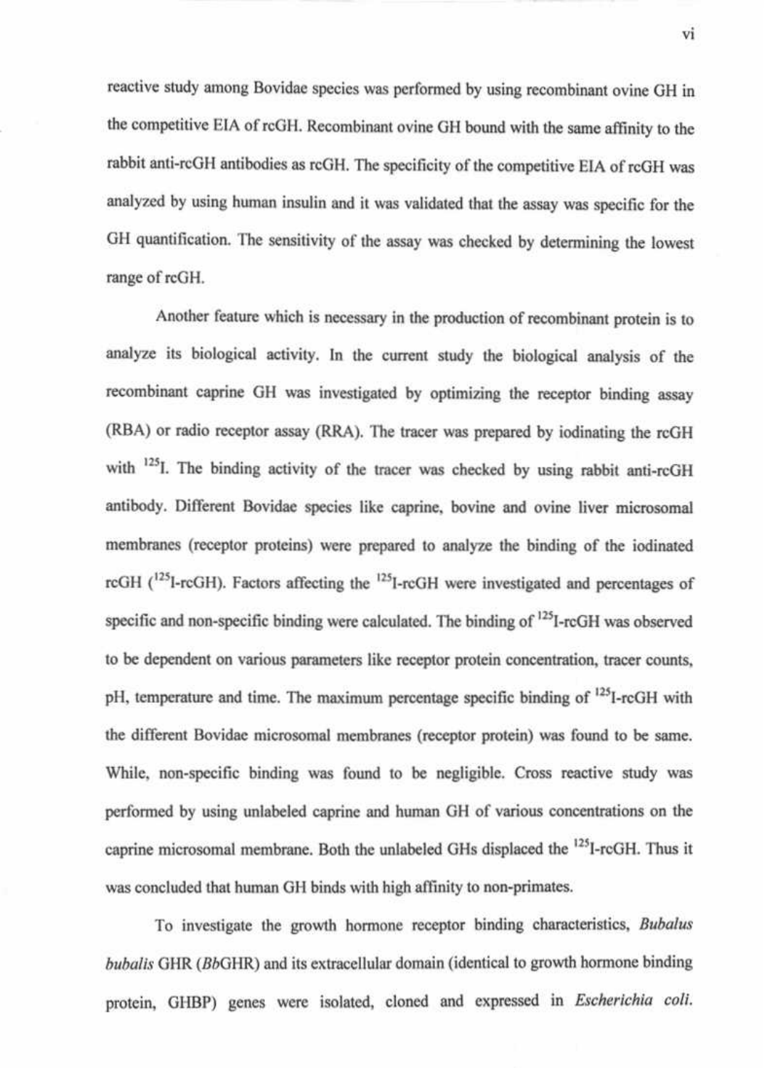reactive study among Bovidae species was performed by using recombinant ovine GH in the competitive EIA of rcGH. Recombinant ovine GH bound with the same affinity to the rabbit anti-rcGH antibodies as rcGH. The specificity of the competitive EIA of rcGH was analyzed by using human insulin and it was validated that the assay was specific for the GH quantification. The sensitivity of the assay was checked by determining the lowest range of rcGH.

Another feature which is necessary in the production of recombinant protein is to analyze its biological activity. In the current study the biological analysis of the recombinant caprine GH was investigated by optimizing the receptor binding assay (RBA) or radio receptor assay (RRA). The tracer was prepared by iodinating the rcGH with $^{125}$I. The binding activity of the tracer was checked by using rabbit anti-rcGH antibody. Different Bovidae species like caprine, bovine and ovine liver microsomal membranes (receptor proteins) were prepared to analyze the binding of the iodinated rcGH ($^{125}$I-rcGH). Factors affecting the $^{125}$I-rcGH were investigated and percentages of specific and non-specific binding were calculated. The binding of $^{125}$I-rcGH was observed to be dependent on various parameters like receptor protein concentration, tracer counts, pH, temperature and time. The maximum percentage specific binding of $^{125}$I-rcGH with the different Bovidae microsomal membranes (receptor protein) was found to be same. While, non-specific binding was found to be negligible. Cross reactive study was performed by using unlabeled caprine and human GH of various concentrations on the caprine microsomal membrane. Both the unlabeled GHs displaced the $^{125}$I-rcGH. Thus it was concluded that human GH binds with high affinity to non-primates.

To investigate the growth hormone receptor binding characteristics, *Bubalus bubalis* GHR (*Bb*GHR) and its extracellular domain (identical to growth hormone binding protein, GHBP) genes were isolated, cloned and expressed in *Escherichia coli.*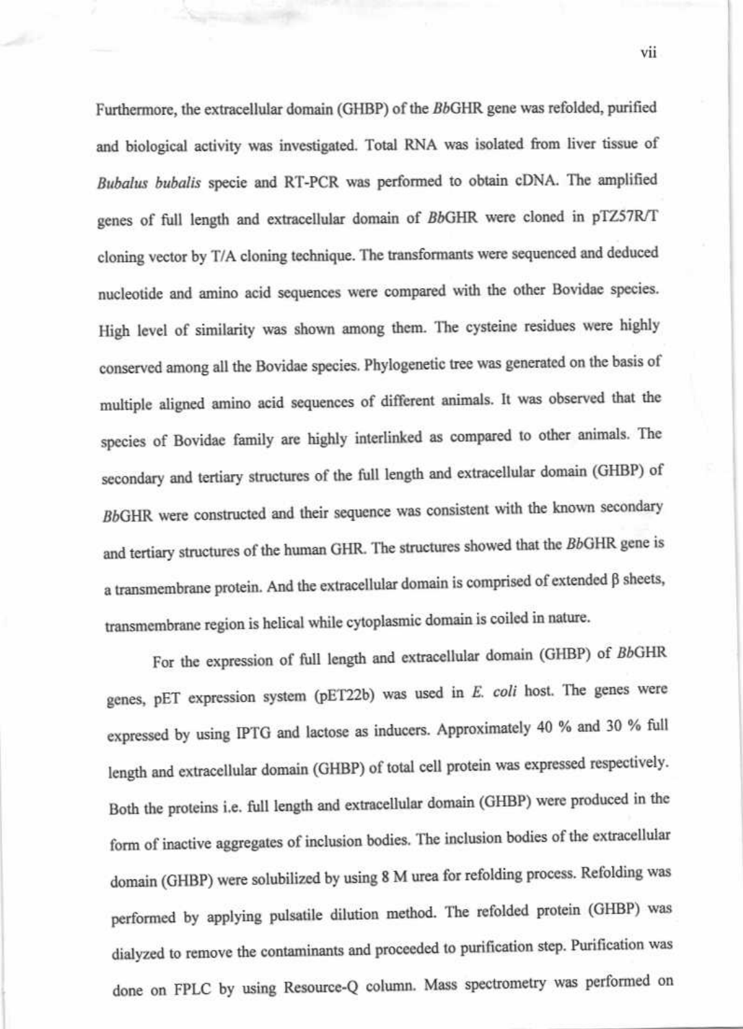Furthermore, the extracellular domain (GHBP) of the *Bb*GHR gene was refolded, purified and biological activity was investigated. Total RNA was isolated from liver tissue of *Bubalus bubalis* specie and RT-PCR was performed to obtain cDNA. The amplified genes of full length and extracellular domain of *Bb*GHR were cloned in pTZ57R/T cloning vector by T/A cloning technique. The transformants were sequenced and deduced nucleotide and amino acid sequences were compared with the other Bovidae species. High level of similarity was shown among them. The cysteine residues were highly conserved among all the Bovidae species. Phylogenetic tree was generated on the basis of multiple aligned amino acid sequences of different animals. It was observed that the species of Bovidae family are highly interlinked as compared to other animals. The secondary and tertiary structures of the full length and extracellular domain (GHBP) of *Bb*GHR were constructed and their sequence was consistent with the known secondary and tertiary structures of the human GHR. The structures showed that the *Bb*GHR gene is a transmembrane protein. And the extracellular domain is comprised of extended β sheets, transmembrane region is helical while cytoplasmic domain is coiled in nature.

For the expression of full length and extracellular domain (GHBP) of *Bb*GHR genes, pET expression system (pET22b) was used in *E. coli* host. The genes were expressed by using IPTG and lactose as inducers. Approximately 40 % and 30 % full length and extracellular domain (GHBP) of total cell protein was expressed respectively. Both the proteins i.e. full length and extracellular domain (GHBP) were produced in the form of inactive aggregates of inclusion bodies. The inclusion bodies of the extracellular domain (GHBP) were solubilized by using 8 M urea for refolding process. Refolding was performed by applying pulsatile dilution method. The refolded protein (GHBP) was dialyzed to remove the contaminants and proceeded to purification step. Purification was done on FPLC by using Resource-Q column. Mass spectrometry was performed on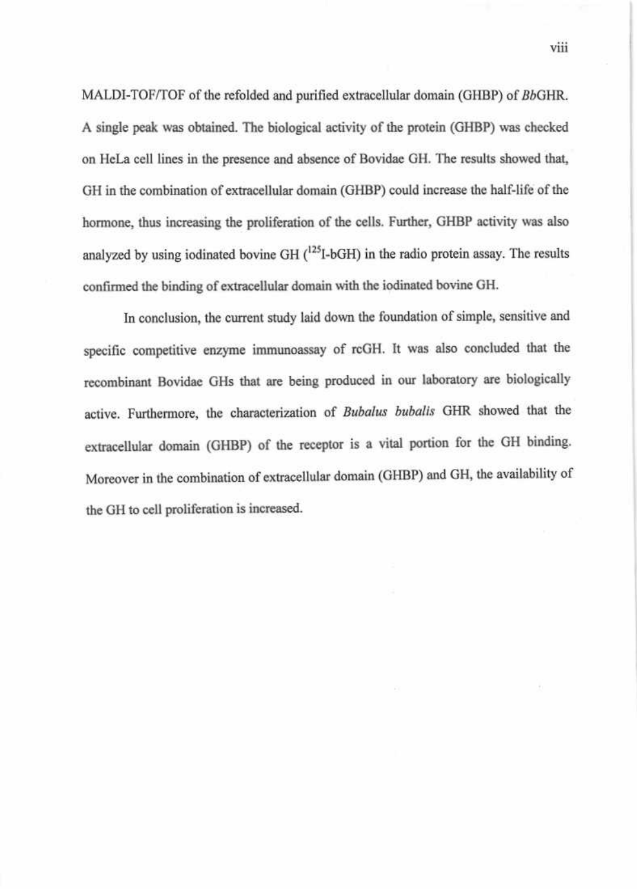MALDI-TOF/TOF of the refolded and purified extracellular domain (GHBP) of *Bb*GHR. A single peak was obtained. The biological activity of the protein (GHBP) was checked on HeLa cell lines in the presence and absence of Bovidae GH. The results showed that, GH in the combination of extracellular domain (GHBP) could increase the half-life of the hormone, thus increasing the proliferation of the cells. Further, GHBP activity was also analyzed by using iodinated bovine GH ($^{125}$I-bGH) in the radio protein assay. The results confirmed the binding of extracellular domain with the iodinated bovine GH.

In conclusion, the current study laid down the foundation of simple, sensitive and specific competitive enzyme immunoassay of rcGH. It was also concluded that the recombinant Bovidae GHs that are being produced in our laboratory are biologically active. Furthermore, the characterization of *Bubalus bubalis* GHR showed that the extracellular domain (GHBP) of the receptor is a vital portion for the GH binding. Moreover in the combination of extracellular domain (GHBP) and GH, the availability of the GH to cell proliferation is increased.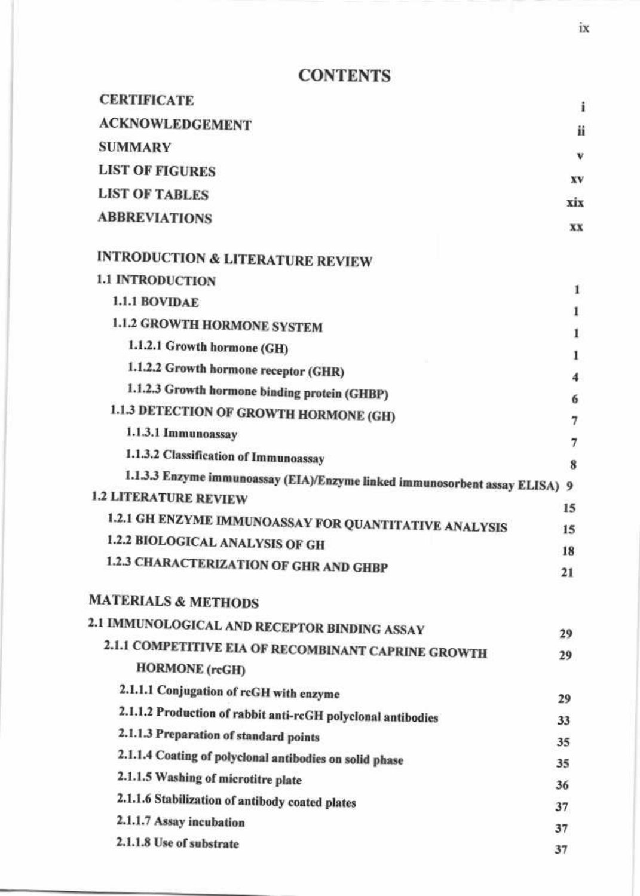# CONTENTS

| | |
|---|---|
| **CERTIFICATE** | **i** |
| **ACKNOWLEDGEMENT** | **ii** |
| **SUMMARY** | **v** |
| **LIST OF FIGURES** | **xv** |
| **LIST OF TABLES** | **xix** |
| **ABBREVIATIONS** | **xx** |
| **INTRODUCTION & LITERATURE REVIEW** | |
| **1.1 INTRODUCTION** | **1** |
| **1.1.1 BOVIDAE** | **1** |
| **1.1.2 GROWTH HORMONE SYSTEM** | **1** |
| **1.1.2.1 Growth hormone (GH)** | **1** |
| **1.1.2.2 Growth hormone receptor (GHR)** | **4** |
| **1.1.2.3 Growth hormone binding protein (GHBP)** | **6** |
| **1.1.3 DETECTION OF GROWTH HORMONE (GH)** | **7** |
| **1.1.3.1 Immunoassay** | **7** |
| **1.1.3.2 Classification of Immunoassay** | **8** |
| **1.1.3.3 Enzyme immunoassay (EIA)/Enzyme linked immunosorbent assay ELISA)** | **9** |
| **1.2 LITERATURE REVIEW** | **15** |
| **1.2.1 GH ENZYME IMMUNOASSAY FOR QUANTITATIVE ANALYSIS** | **15** |
| **1.2.2 BIOLOGICAL ANALYSIS OF GH** | **18** |
| **1.2.3 CHARACTERIZATION OF GHR AND GHBP** | **21** |
| **MATERIALS & METHODS** | |
| **2.1 IMMUNOLOGICAL AND RECEPTOR BINDING ASSAY** | **29** |
| **2.1.1 COMPETITIVE EIA OF RECOMBINANT CAPRINE GROWTH HORMONE (rcGH)** | **29** |
| **2.1.1.1 Conjugation of rcGH with enzyme** | **29** |
| **2.1.1.2 Production of rabbit anti-rcGH polyclonal antibodies** | **33** |
| **2.1.1.3 Preparation of standard points** | **35** |
| **2.1.1.4 Coating of polyclonal antibodies on solid phase** | **35** |
| **2.1.1.5 Washing of microtitre plate** | **36** |
| **2.1.1.6 Stabilization of antibody coated plates** | **37** |
| **2.1.1.7 Assay incubation** | **37** |
| **2.1.1.8 Use of substrate** | **37** |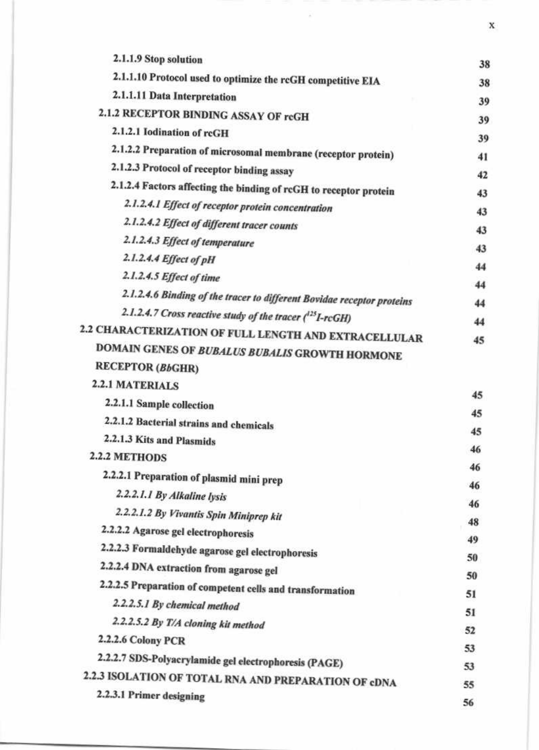2.1.1.9 Stop solution ... 38

2.1.1.10 Protocol used to optimize the rcGH competitive EIA ... 38

2.1.1.11 Data Interpretation ... 39

**2.1.2 RECEPTOR BINDING ASSAY OF rcGH** ... 39

2.1.2.1 Iodination of rcGH ... 39

2.1.2.2 Preparation of microsomal membrane (receptor protein) ... 41

2.1.2.3 Protocol of receptor binding assay ... 42

2.1.2.4 Factors affecting the binding of rcGH to receptor protein ... 43

*2.1.2.4.1 Effect of receptor protein concentration* ... 43

*2.1.2.4.2 Effect of different tracer counts* ... 43

*2.1.2.4.3 Effect of temperature* ... 43

*2.1.2.4.4 Effect of pH* ... 44

*2.1.2.4.5 Effect of time* ... 44

*2.1.2.4.6 Binding of the tracer to different Bovidae receptor proteins* ... 44

*2.1.2.4.7 Cross reactive study of the tracer ($^{125}$I-rcGH)* ... 44

**2.2 CHARACTERIZATION OF FULL LENGTH AND EXTRACELLULAR DOMAIN GENES OF *BUBALUS BUBALIS* GROWTH HORMONE RECEPTOR (*Bb*GHR)** ... 45

**2.2.1 MATERIALS** ... 45

2.2.1.1 Sample collection ... 45

2.2.1.2 Bacterial strains and chemicals ... 45

2.2.1.3 Kits and Plasmids ... 46

**2.2.2 METHODS** ... 46

2.2.2.1 Preparation of plasmid mini prep ... 46

*2.2.2.1.1 By Alkaline lysis* ... 46

*2.2.2.1.2 By Vivantis Spin Miniprep kit* ... 48

2.2.2.2 Agarose gel electrophoresis ... 49

2.2.2.3 Formaldehyde agarose gel electrophoresis ... 50

2.2.2.4 DNA extraction from agarose gel ... 50

2.2.2.5 Preparation of competent cells and transformation ... 51

*2.2.2.5.1 By chemical method* ... 51

*2.2.2.5.2 By T/A cloning kit method* ... 52

2.2.2.6 Colony PCR ... 53

2.2.2.7 SDS-Polyacrylamide gel electrophoresis (PAGE) ... 53

**2.2.3 ISOLATION OF TOTAL RNA AND PREPARATION OF cDNA** ... 55

2.2.3.1 Primer designing ... 56